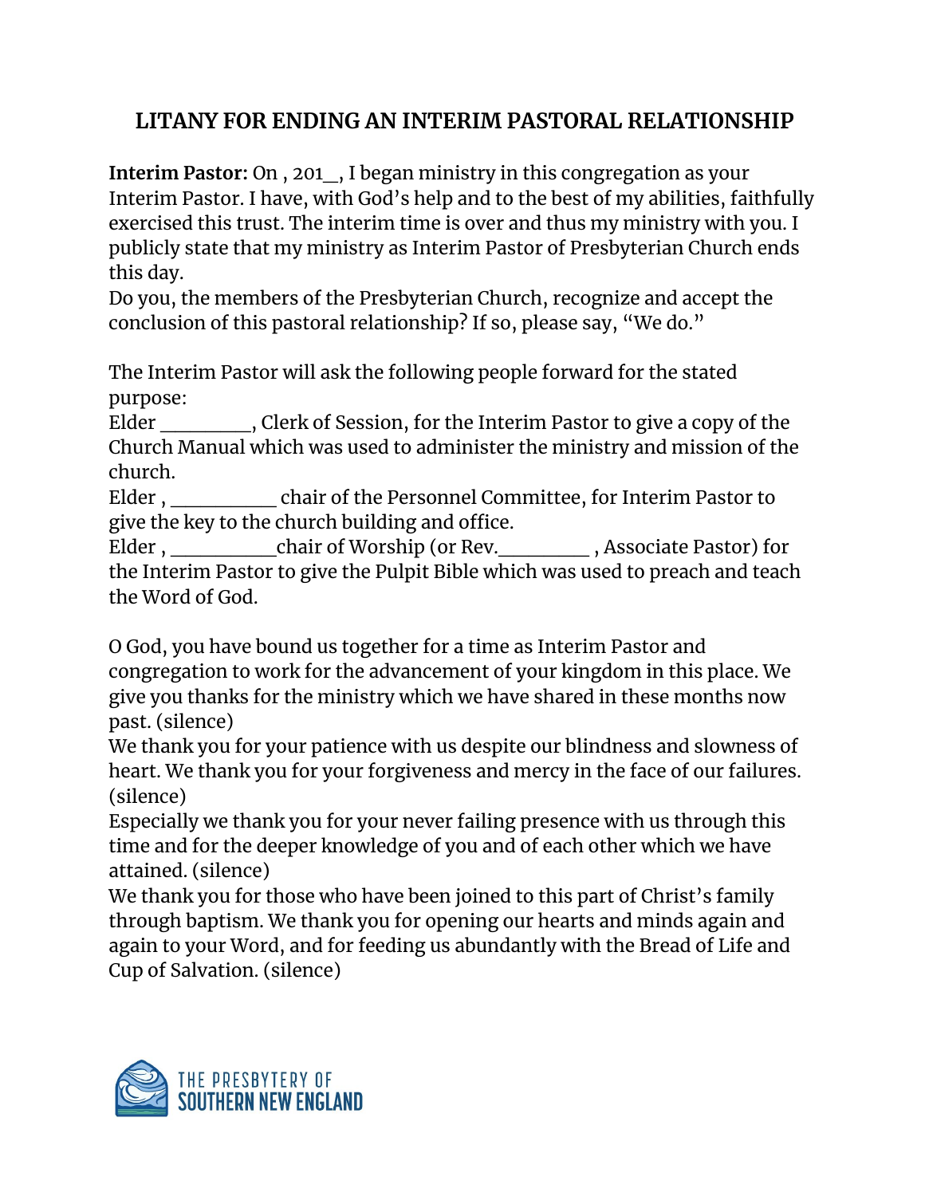# LITANY FOR ENDING AN INTERIM PASTORAL RELATIONSHIP

**Interim Pastor:** On , 201__, I began ministry in this congregation as your Interim Pastor. I have, with God's help and to the best of my abilities, faithfully exercised this trust. The interim time is over and thus my ministry with you. I publicly state that my ministry as Interim Pastor of Presbyterian Church ends this day.
Do you, the members of the Presbyterian Church, recognize and accept the conclusion of this pastoral relationship? If so, please say, "We do."

The Interim Pastor will ask the following people forward for the stated purpose:
Elder _________, Clerk of Session, for the Interim Pastor to give a copy of the Church Manual which was used to administer the ministry and mission of the church.
Elder , ___________ chair of the Personnel Committee, for Interim Pastor to give the key to the church building and office.
Elder , ___________chair of Worship (or Rev._________ , Associate Pastor) for the Interim Pastor to give the Pulpit Bible which was used to preach and teach the Word of God.

O God, you have bound us together for a time as Interim Pastor and congregation to work for the advancement of your kingdom in this place. We give you thanks for the ministry which we have shared in these months now past. (silence)
We thank you for your patience with us despite our blindness and slowness of heart. We thank you for your forgiveness and mercy in the face of our failures. (silence)
Especially we thank you for your never failing presence with us through this time and for the deeper knowledge of you and of each other which we have attained. (silence)
We thank you for those who have been joined to this part of Christ's family through baptism. We thank you for opening our hearts and minds again and again to your Word, and for feeding us abundantly with the Bread of Life and Cup of Salvation. (silence)

THE PRESBYTERY OF SOUTHERN NEW ENGLAND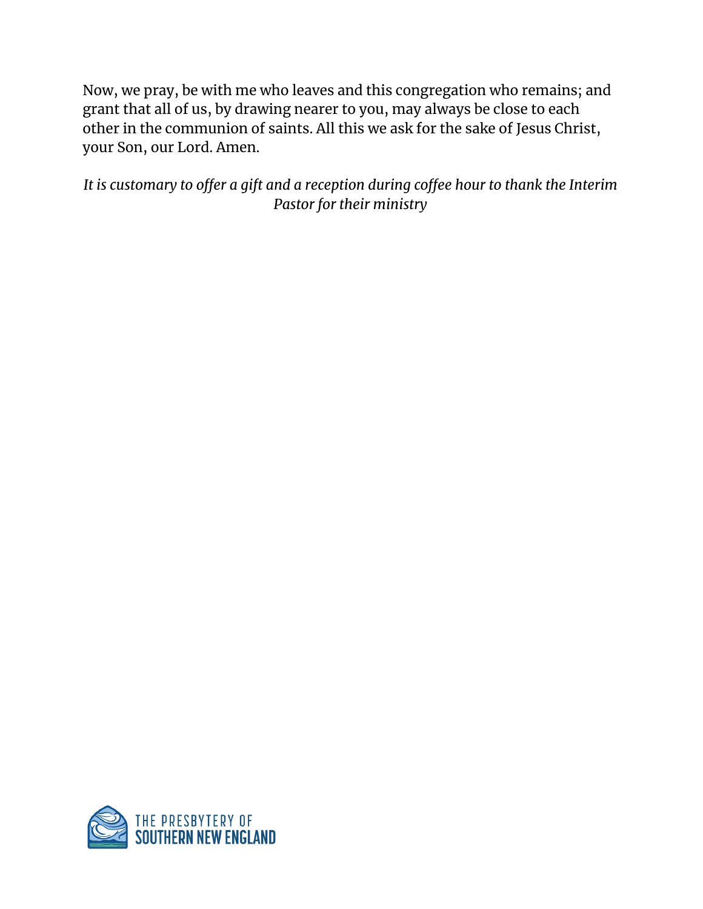Now, we pray, be with me who leaves and this congregation who remains; and grant that all of us, by drawing nearer to you, may always be close to each other in the communion of saints. All this we ask for the sake of Jesus Christ, your Son, our Lord. Amen.

*It is customary to offer a gift and a reception during coffee hour to thank the Interim Pastor for their ministry*